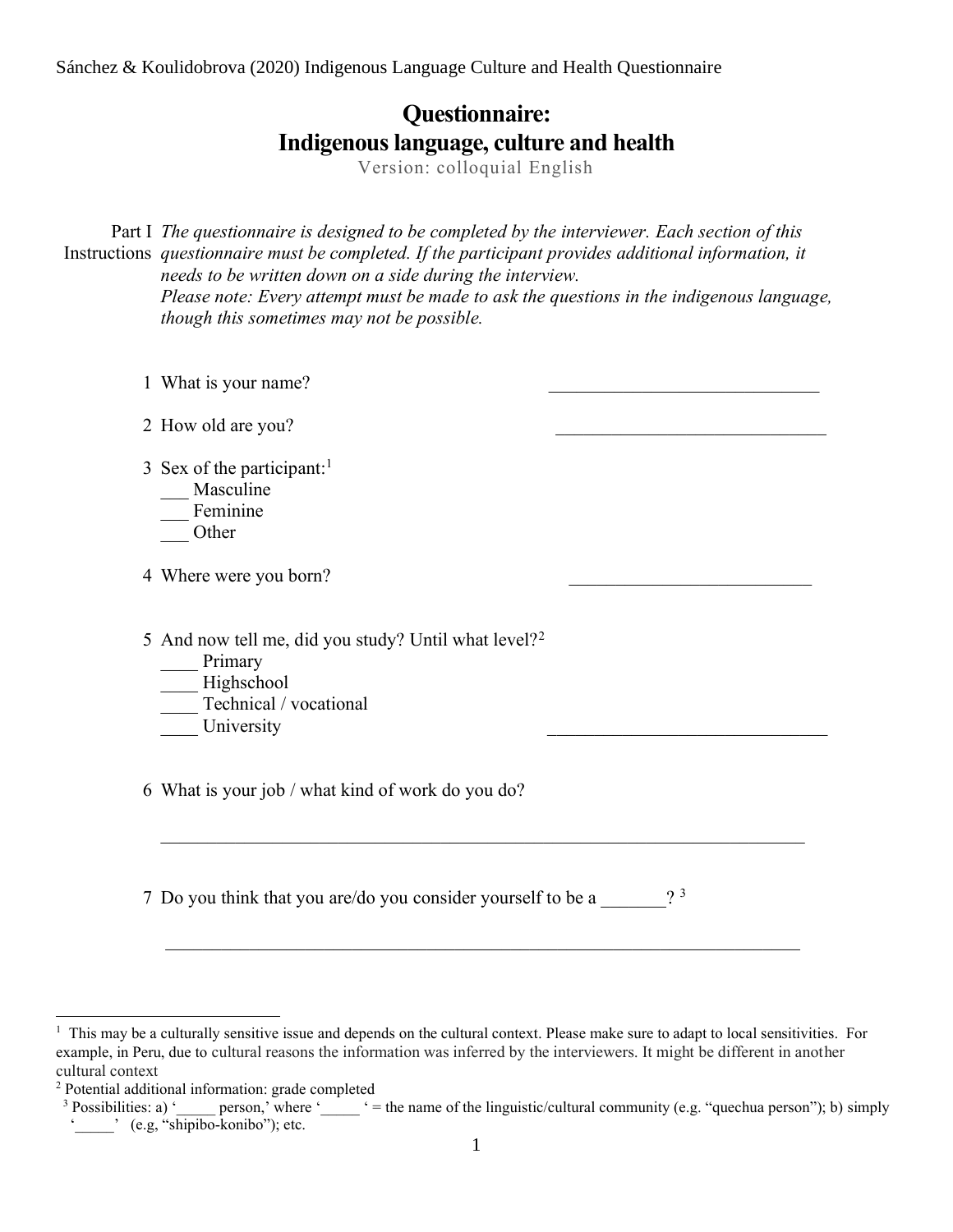# Questionnaire:
# Indigenous language, culture and health

Version: colloquial English

Part I Instructions *The questionnaire is designed to be completed by the interviewer. Each section of this questionnaire must be completed. If the participant provides additional information, it needs to be written down on a side during the interview.*
*Please note: Every attempt must be made to ask the questions in the indigenous language, though this sometimes may not be possible.*

1 What is your name? ______________________________

2 How old are you? ______________________________

3 Sex of the participant:[1]
___ Masculine
___ Feminine
___ Other

4 Where were you born? __________________________

5 And now tell me, did you study? Until what level?[2]
____ Primary
____ Highschool
____ Technical / vocational
____ University ______________________________

6 What is your job / what kind of work do you do?

________________________________________________________________________

7 Do you think that you are/do you consider yourself to be a _______? [3]

________________________________________________________________________

---

[1] This may be a culturally sensitive issue and depends on the cultural context. Please make sure to adapt to local sensitivities. For example, in Peru, due to cultural reasons the information was inferred by the interviewers. It might be different in another cultural context

[2] Potential additional information: grade completed

[3] Possibilities: a) '_____ person,' where '_____ ' = the name of the linguistic/cultural community (e.g. "quechua person"); b) simply '_____' (e.g, "shipibo-konibo"); etc.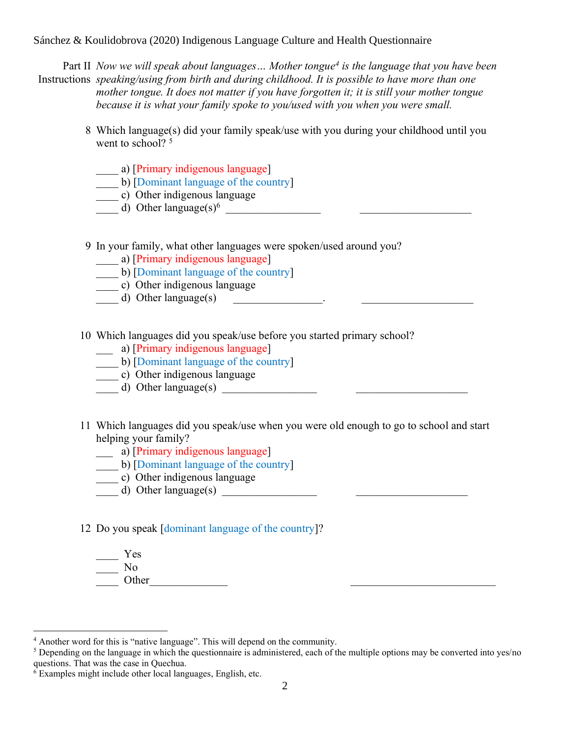Part II Instructions *Now we will speak about languages… Mother tongue*[4] *is the language that you have been speaking/using from birth and during childhood. It is possible to have more than one mother tongue. It does not matter if you have forgotten it; it is still your mother tongue because it is what your family spoke to you/used with you when you were small.*

8 Which language(s) did your family speak/use with you during your childhood until you went to school? [5]

____ a) [Primary indigenous language]
____ b) [Dominant language of the country]
____ c) Other indigenous language
____ d) Other language(s)[6] ________________ ____________________

9 In your family, what other languages were spoken/used around you?

____ a) [Primary indigenous language]
____ b) [Dominant language of the country]
____ c) Other indigenous language
____ d) Other language(s) ________________. ____________________

10 Which languages did you speak/use before you started primary school?

___ a) [Primary indigenous language]
____ b) [Dominant language of the country]
____ c) Other indigenous language
____ d) Other language(s) ________________ ____________________

11 Which languages did you speak/use when you were old enough to go to school and start helping your family?

___ a) [Primary indigenous language]
____ b) [Dominant language of the country]
____ c) Other indigenous language
____ d) Other language(s) ________________ ____________________

12 Do you speak [dominant language of the country]?

____ Yes
____ No
____ Other______________ __________________________

---

[4] Another word for this is "native language". This will depend on the community.
[5] Depending on the language in which the questionnaire is administered, each of the multiple options may be converted into yes/no questions. That was the case in Quechua.
[6] Examples might include other local languages, English, etc.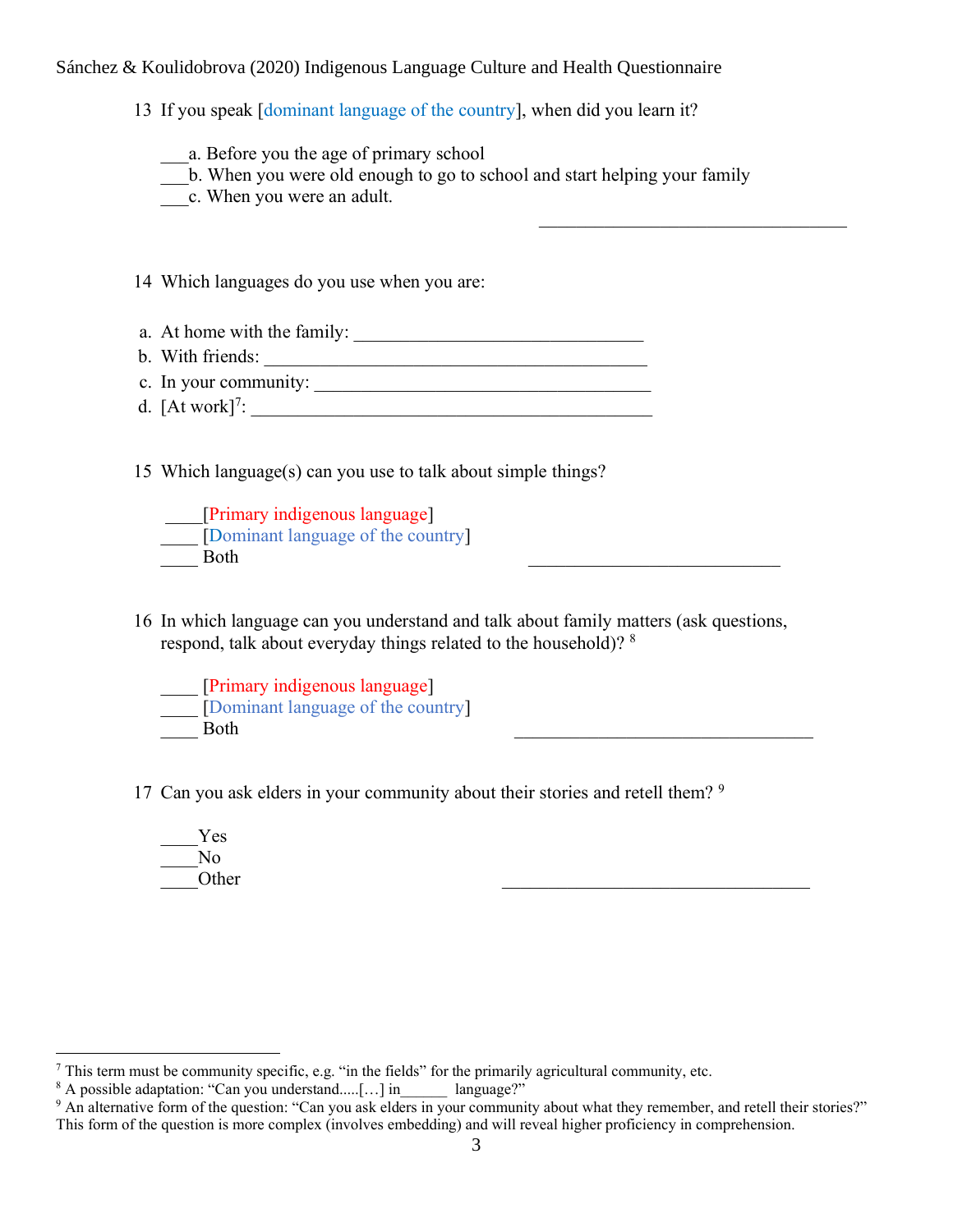13 If you speak [dominant language of the country], when did you learn it?

___a. Before you the age of primary school
___b. When you were old enough to go to school and start helping your family
___c. When you were an adult.

__________________________________

14 Which languages do you use when you are:

a. At home with the family: ______________________________
b. With friends: _________________________________________
c. In your community: ____________________________________
d. [At work][7]: ____________________________________________

15 Which language(s) can you use to talk about simple things?

____[Primary indigenous language]
____ [Dominant language of the country]
____ Both

___________________________

16 In which language can you understand and talk about family matters (ask questions, respond, talk about everyday things related to the household)? [8]

____ [Primary indigenous language]
____ [Dominant language of the country]
____ Both

________________________________

17 Can you ask elders in your community about their stories and retell them? [9]

____Yes
____No
____Other

_________________________________

---

[7] This term must be community specific, e.g. "in the fields" for the primarily agricultural community, etc.

[8] A possible adaptation: "Can you understand.....[…] in______ language?"

[9] An alternative form of the question: "Can you ask elders in your community about what they remember, and retell their stories?" This form of the question is more complex (involves embedding) and will reveal higher proficiency in comprehension.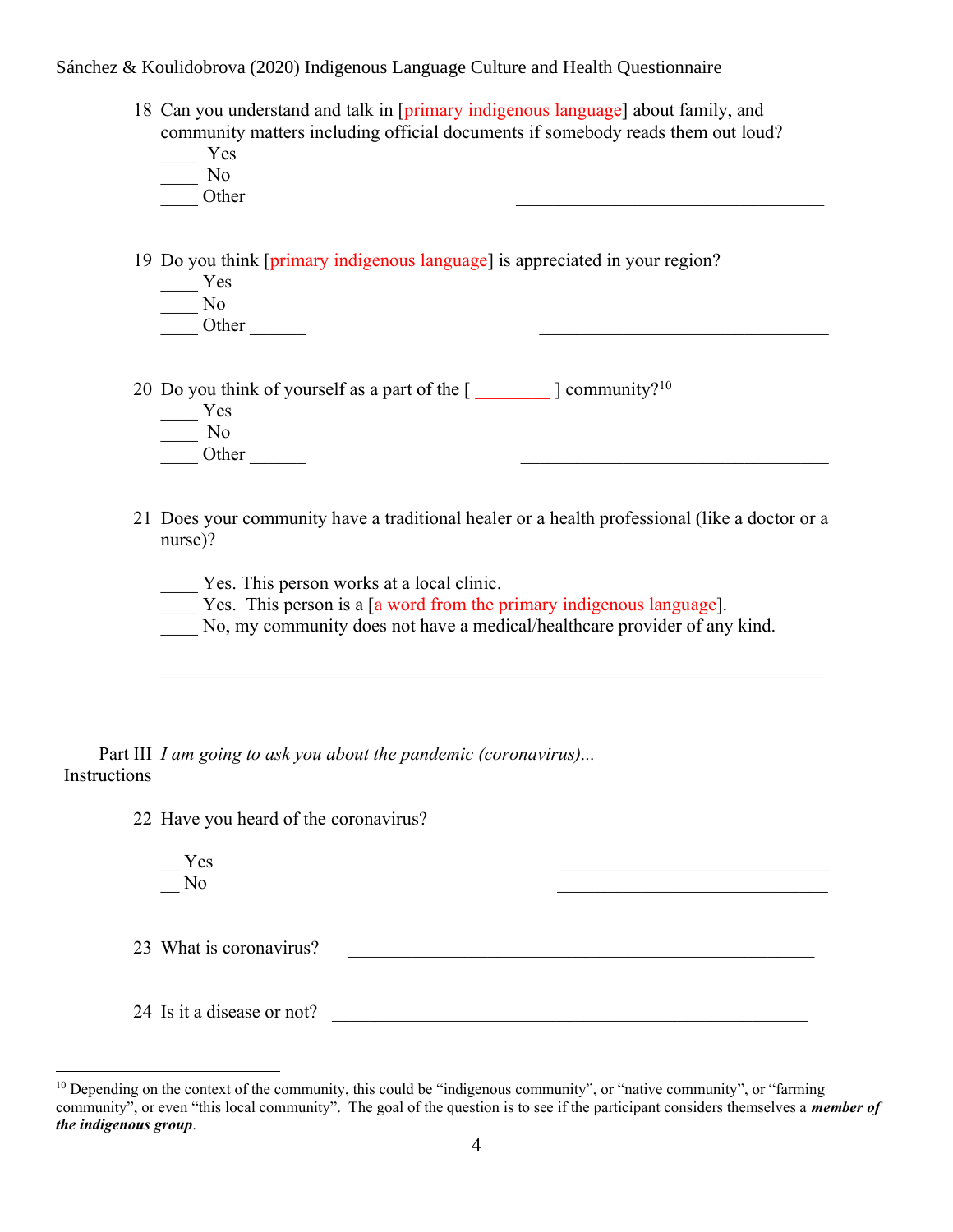18 Can you understand and talk in [primary indigenous language] about family, and community matters including official documents if somebody reads them out loud?

____ Yes
____ No
____ Other ________________________________

19 Do you think [primary indigenous language] is appreciated in your region?

____ Yes
____ No
____ Other ______ ________________________________

20 Do you think of yourself as a part of the [ ________ ] community?[10]

____ Yes
____ No
____ Other ______ ________________________________

21 Does your community have a traditional healer or a health professional (like a doctor or a nurse)?

____ Yes. This person works at a local clinic.
____ Yes. This person is a [a word from the primary indigenous language].
____ No, my community does not have a medical/healthcare provider of any kind.

________________________________________________________________

Part III Instructions *I am going to ask you about the pandemic (coronavirus)...*

22 Have you heard of the coronavirus?

__ Yes ____________________________
__ No ____________________________

23 What is coronavirus? ________________________________________________

24 Is it a disease or not? ________________________________________________

---

[10] Depending on the context of the community, this could be "indigenous community", or "native community", or "farming community", or even "this local community". The goal of the question is to see if the participant considers themselves a ***member of the indigenous group***.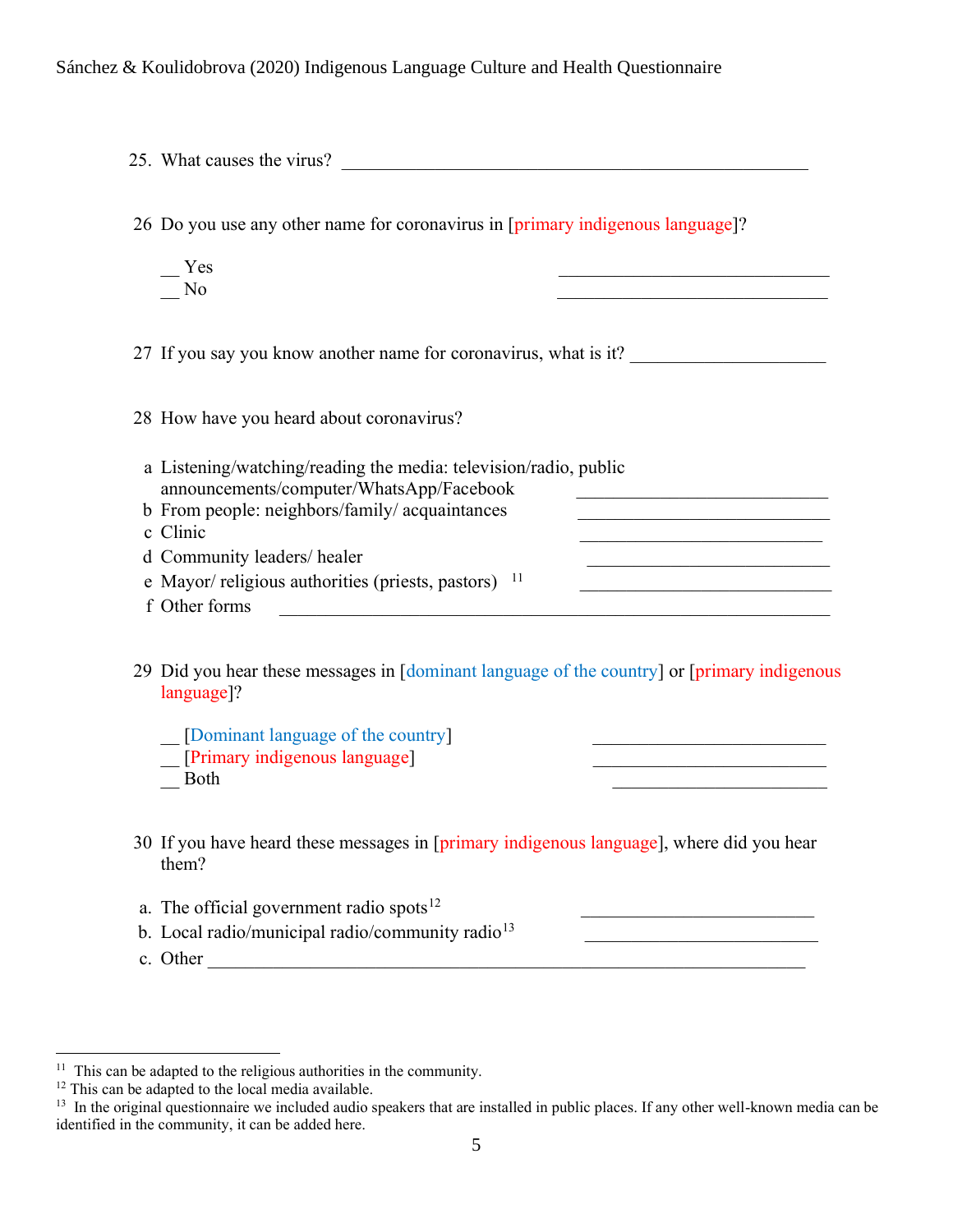25. What causes the virus? ____________________________________________________

26 Do you use any other name for coronavirus in [primary indigenous language]?

__ Yes ______________________________
__ No ______________________________

27 If you say you know another name for coronavirus, what is it? ______________________

28 How have you heard about coronavirus?

a Listening/watching/reading the media: television/radio, public announcements/computer/WhatsApp/Facebook ____________________________
b From people: neighbors/family/ acquaintances ____________________________
c Clinic ____________________________
d Community leaders/ healer ____________________________
e Mayor/ religious authorities (priests, pastors) [11] ____________________________
f Other forms ____________________________________________________________

29 Did you hear these messages in [dominant language of the country] or [primary indigenous language]?

__ [Dominant language of the country] __________________________
__ [Primary indigenous language] __________________________
__ Both __________________________

30 If you have heard these messages in [primary indigenous language], where did you hear them?

a. The official government radio spots[12] __________________________
b. Local radio/municipal radio/community radio[13] __________________________
c. Other ____________________________________________________________________

[11] This can be adapted to the religious authorities in the community.
[12] This can be adapted to the local media available.
[13] In the original questionnaire we included audio speakers that are installed in public places. If any other well-known media can be identified in the community, it can be added here.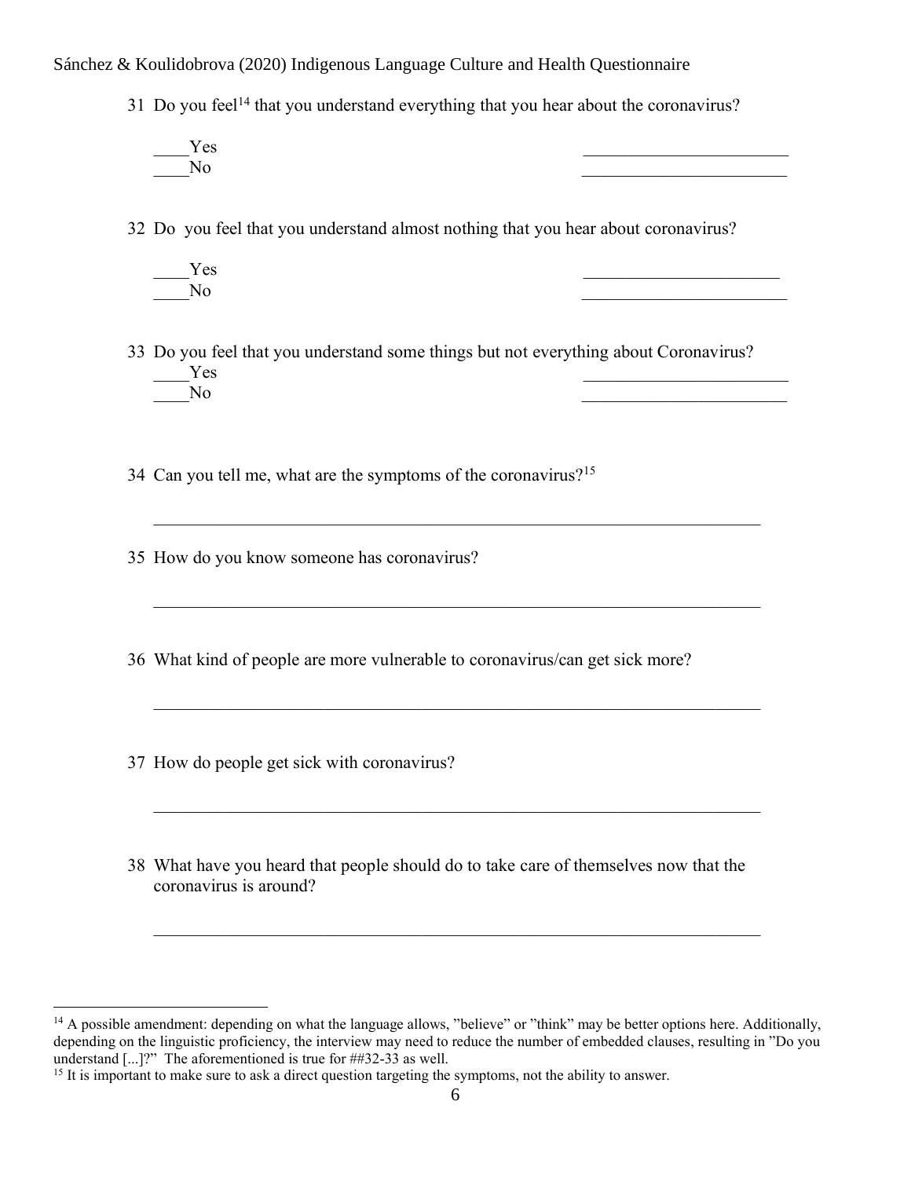31 Do you feel[14] that you understand everything that you hear about the coronavirus?

____Yes ________________________
____No ________________________

32 Do you feel that you understand almost nothing that you hear about coronavirus?

____Yes ________________________
____No ________________________

33 Do you feel that you understand some things but not everything about Coronavirus?

____Yes ________________________
____No ________________________

34 Can you tell me, what are the symptoms of the coronavirus?[15]

______________________________________________________________________

35 How do you know someone has coronavirus?

______________________________________________________________________

36 What kind of people are more vulnerable to coronavirus/can get sick more?

______________________________________________________________________

37 How do people get sick with coronavirus?

______________________________________________________________________

38 What have you heard that people should do to take care of themselves now that the coronavirus is around?

______________________________________________________________________

---

[14] A possible amendment: depending on what the language allows, "believe" or "think" may be better options here. Additionally, depending on the linguistic proficiency, the interview may need to reduce the number of embedded clauses, resulting in "Do you understand [...]?" The aforementioned is true for ##32-33 as well.

[15] It is important to make sure to ask a direct question targeting the symptoms, not the ability to answer.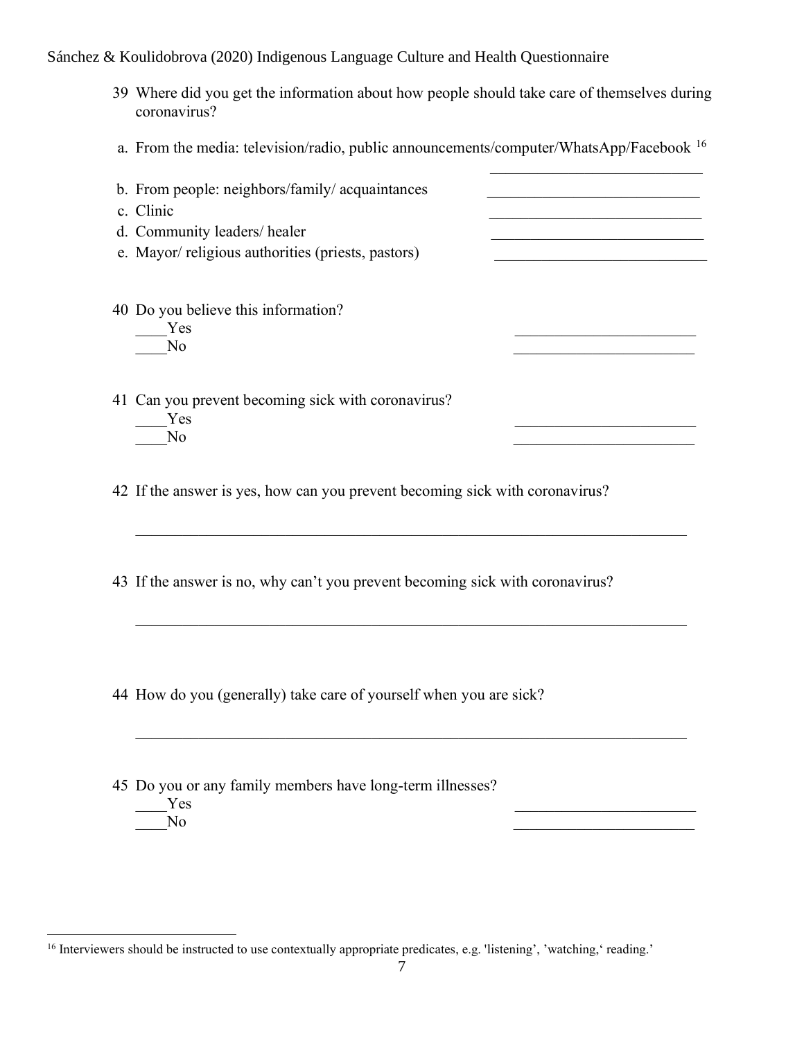39 Where did you get the information about how people should take care of themselves during coronavirus?

a. From the media: television/radio, public announcements/computer/WhatsApp/Facebook [16] ____________________________

b. From people: neighbors/family/ acquaintances ____________________________

c. Clinic ____________________________

d. Community leaders/ healer ____________________________

e. Mayor/ religious authorities (priests, pastors) ____________________________

40 Do you believe this information?

____Yes ________________________

____No ________________________

41 Can you prevent becoming sick with coronavirus?

____Yes ________________________

____No ________________________

42 If the answer is yes, how can you prevent becoming sick with coronavirus?

________________________________________________________________________

43 If the answer is no, why can't you prevent becoming sick with coronavirus?

________________________________________________________________________

44 How do you (generally) take care of yourself when you are sick?

________________________________________________________________________

45 Do you or any family members have long-term illnesses?

____Yes ________________________

____No ________________________

[16] Interviewers should be instructed to use contextually appropriate predicates, e.g. 'listening', 'watching,' reading.'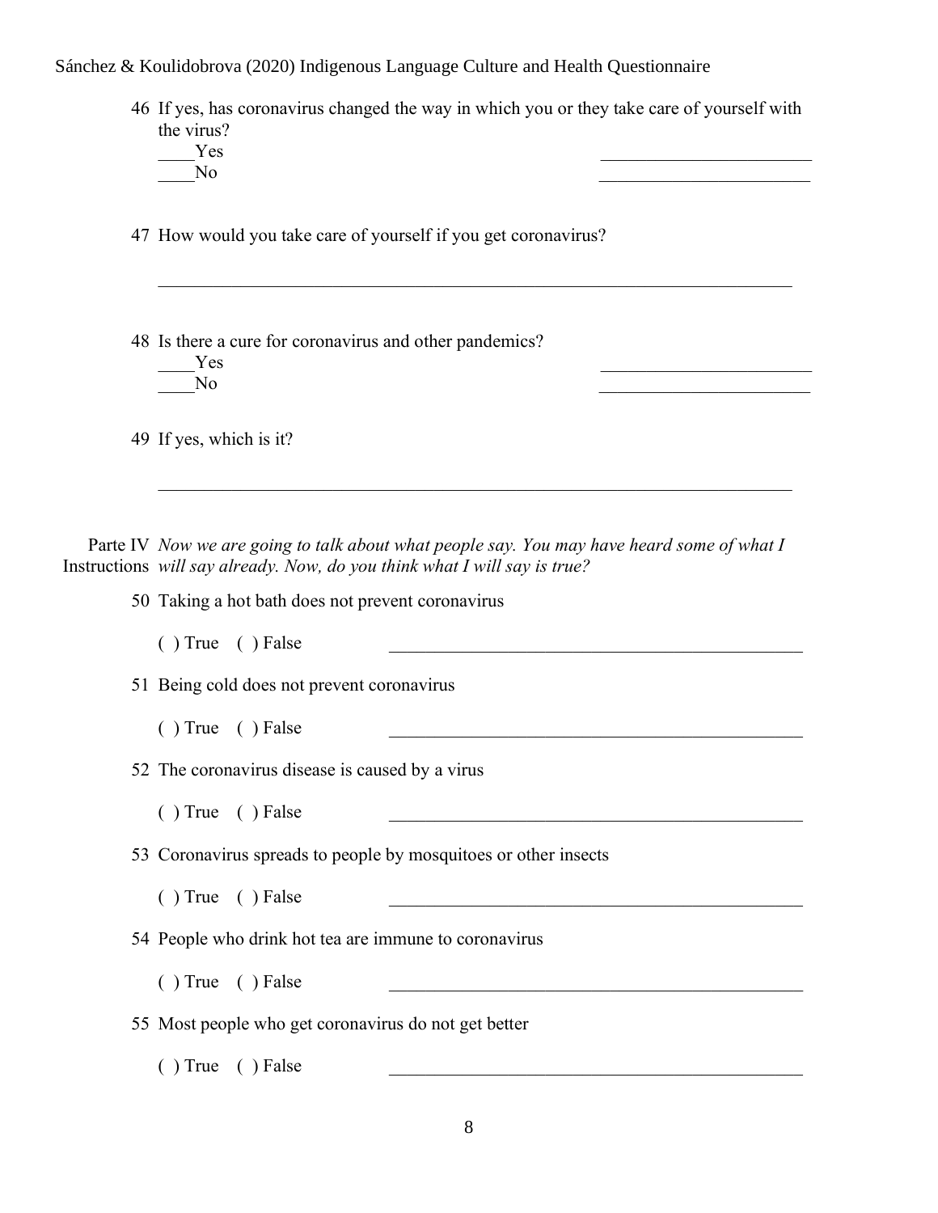46 If yes, has coronavirus changed the way in which you or they take care of yourself with the virus?

____Yes ________________________

____No ________________________

47 How would you take care of yourself if you get coronavirus?

___________________________________________________________________________

48 Is there a cure for coronavirus and other pandemics?

____Yes ________________________

____No ________________________

49 If yes, which is it?

___________________________________________________________________________

Parte IV Instructions *Now we are going to talk about what people say. You may have heard some of what I will say already. Now, do you think what I will say is true?*

50 Taking a hot bath does not prevent coronavirus

( ) True ( ) False ________________________________________________

51 Being cold does not prevent coronavirus

( ) True ( ) False ________________________________________________

52 The coronavirus disease is caused by a virus

( ) True ( ) False ________________________________________________

53 Coronavirus spreads to people by mosquitoes or other insects

( ) True ( ) False ________________________________________________

54 People who drink hot tea are immune to coronavirus

( ) True ( ) False ________________________________________________

55 Most people who get coronavirus do not get better

( ) True ( ) False ________________________________________________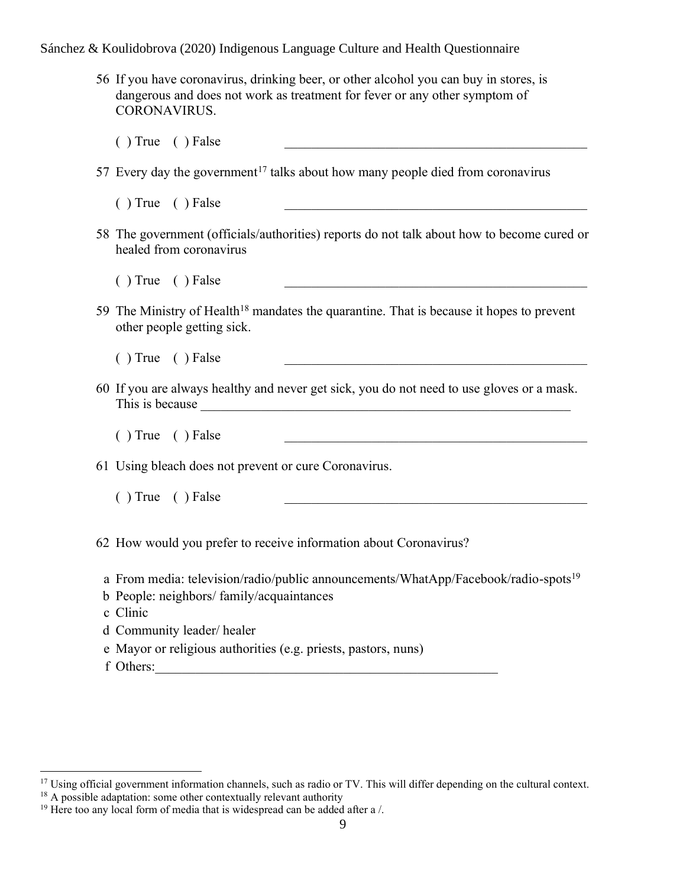56 If you have coronavirus, drinking beer, or other alcohol you can buy in stores, is dangerous and does not work as treatment for fever or any other symptom of CORONAVIRUS.

( ) True ( ) False ______________________________________________

57 Every day the government[17] talks about how many people died from coronavirus

( ) True ( ) False ______________________________________________

58 The government (officials/authorities) reports do not talk about how to become cured or healed from coronavirus

( ) True ( ) False ______________________________________________

59 The Ministry of Health[18] mandates the quarantine. That is because it hopes to prevent other people getting sick.

( ) True ( ) False ______________________________________________

60 If you are always healthy and never get sick, you do not need to use gloves or a mask. This is because ______________________________________________

( ) True ( ) False ______________________________________________

61 Using bleach does not prevent or cure Coronavirus.

( ) True ( ) False ______________________________________________

62 How would you prefer to receive information about Coronavirus?

a From media: television/radio/public announcements/WhatApp/Facebook/radio-spots[19]
b People: neighbors/ family/acquaintances
c Clinic
d Community leader/ healer
e Mayor or religious authorities (e.g. priests, pastors, nuns)
f Others:______________________________________________

[17] Using official government information channels, such as radio or TV. This will differ depending on the cultural context.
[18] A possible adaptation: some other contextually relevant authority
[19] Here too any local form of media that is widespread can be added after a /.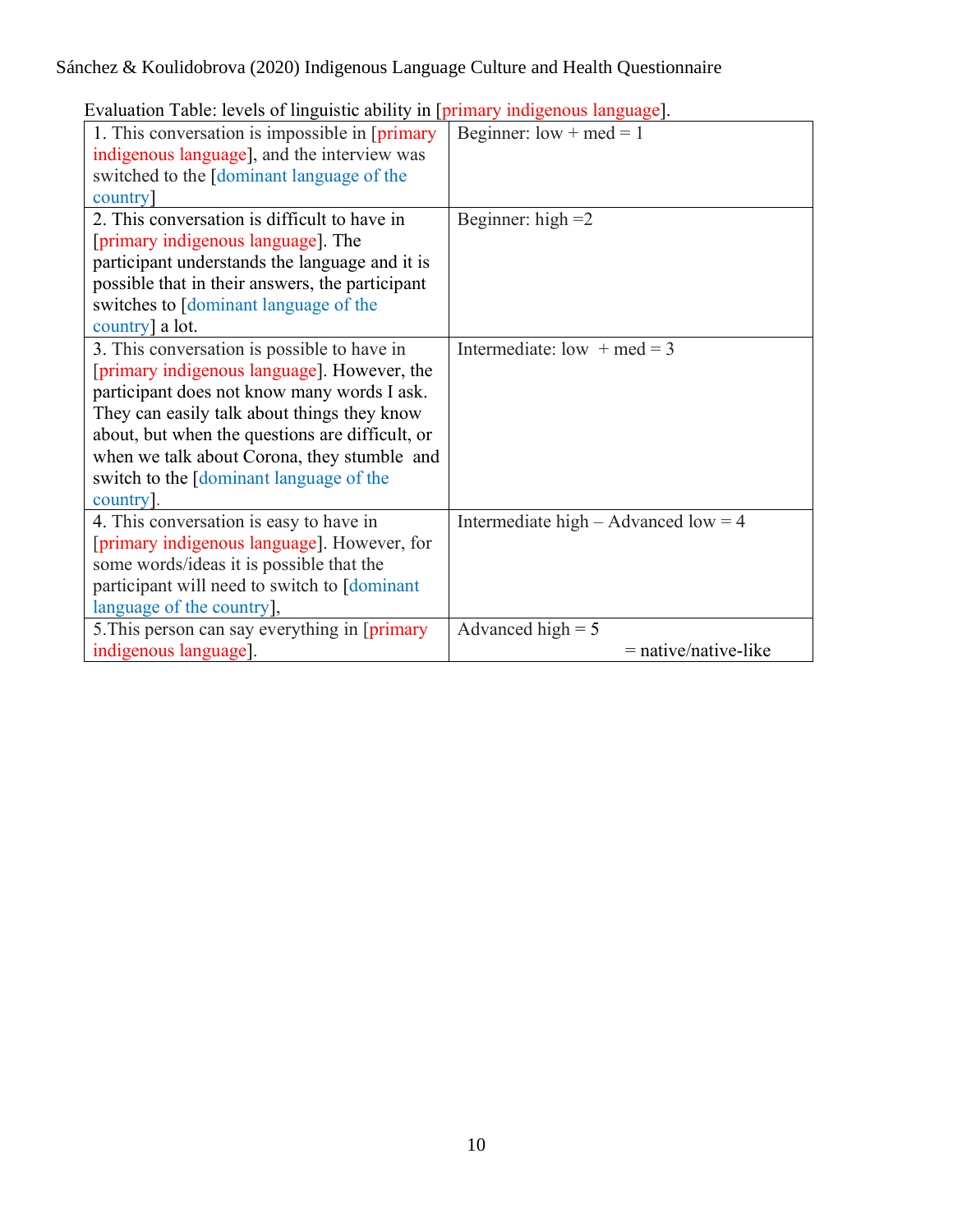Evaluation Table: levels of linguistic ability in [primary indigenous language].

| | |
|---|---|
| 1. This conversation is impossible in [primary indigenous language], and the interview was switched to the [dominant language of the country] | Beginner: low + med = 1 |
| 2. This conversation is difficult to have in [primary indigenous language]. The participant understands the language and it is possible that in their answers, the participant switches to [dominant language of the country] a lot. | Beginner: high =2 |
| 3. This conversation is possible to have in [primary indigenous language]. However, the participant does not know many words I ask. They can easily talk about things they know about, but when the questions are difficult, or when we talk about Corona, they stumble and switch to the [dominant language of the country]. | Intermediate: low + med = 3 |
| 4. This conversation is easy to have in [primary indigenous language]. However, for some words/ideas it is possible that the participant will need to switch to [dominant language of the country], | Intermediate high – Advanced low = 4 |
| 5.This person can say everything in [primary indigenous language]. | Advanced high = 5 = native/native-like |